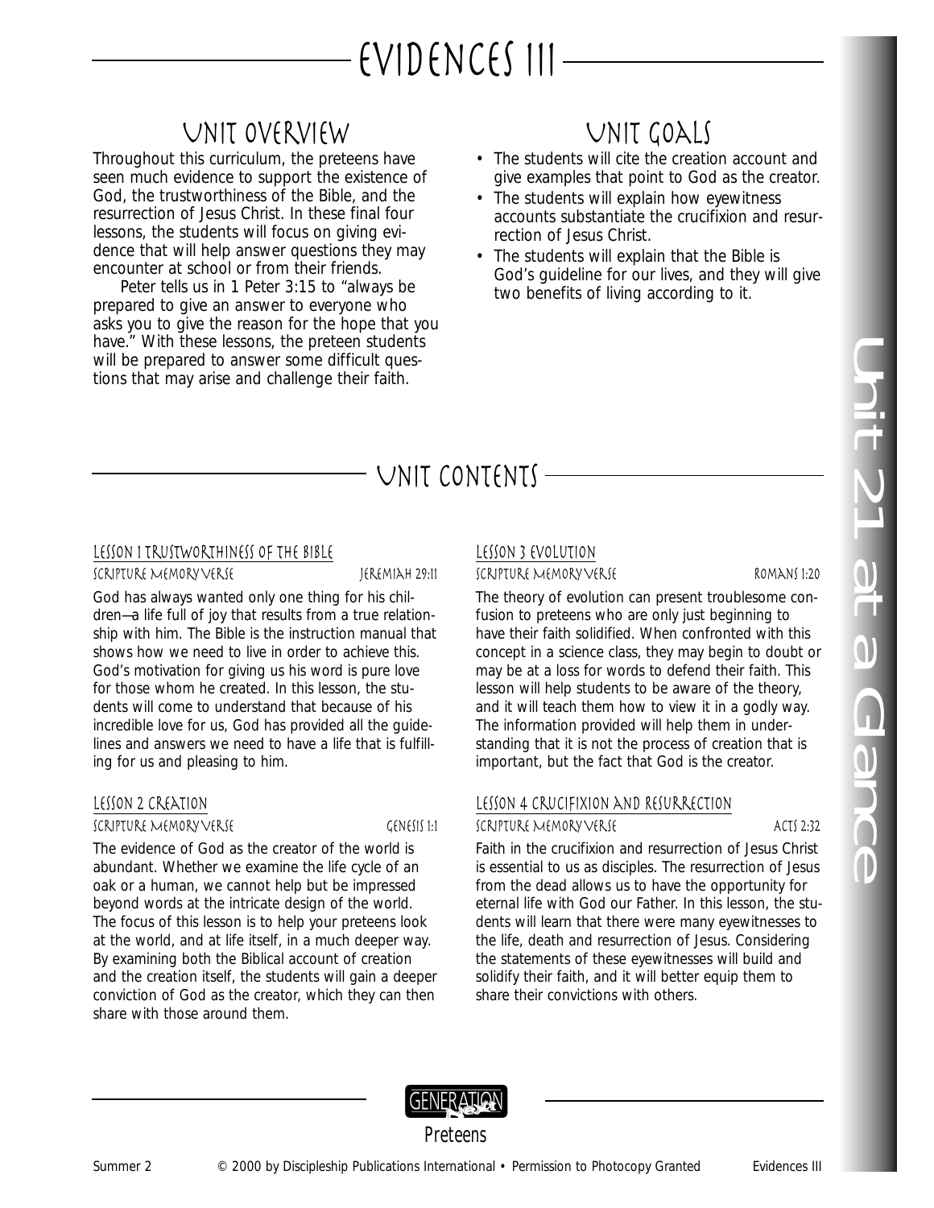# EVIDENCES III

## UNIT OVERVIEW

Throughout this curriculum, the preteens have seen much evidence to support the existence of God, the trustworthiness of the Bible, and the resurrection of Jesus Christ. In these final four lessons, the students will focus on giving evidence that will help answer questions they may encounter at school or from their friends.

Peter tells us in 1 Peter 3:15 to "always be prepared to give an answer to everyone who asks you to give the reason for the hope that you have." With these lessons, the preteen students will be prepared to answer some difficult questions that may arise and challenge their faith.

## UNIT GOALS

- The students will cite the creation account and give examples that point to God as the creator.
- The students will explain how eyewitness accounts substantiate the crucifixion and resurrection of Jesus Christ.
- The students will explain that the Bible is God's guideline for our lives, and they will give two benefits of living according to it.

## UNIT CONTENTS

### Lesson 1 Trustworthiness of the Bible

Scripture Memory Verse — Jeremiah 29:11

God has always wanted only one thing for his children—a life full of joy that results from a true relationship with him. The Bible is the instruction manual that shows how we need to live in order to achieve this. God's motivation for giving us his word is pure love for those whom he created. In this lesson, the students will come to understand that because of his incredible love for us, God has provided all the guidelines and answers we need to have a life that is fulfilling for us and pleasing to him.

### Lesson 2 Creation

Scripture Memory Verse — Genesis 1:1

The evidence of God as the creator of the world is abundant. Whether we examine the life cycle of an oak or a human, we cannot help but be impressed beyond words at the intricate design of the world. The focus of this lesson is to help your preteens look at the world, and at life itself, in a much deeper way. By examining both the Biblical account of creation and the creation itself, the students will gain a deeper conviction of God as the creator, which they can then share with those around them.

### Lesson 3 Evolution

Scripture Memory Verse — Romans 1:20

The theory of evolution can present troublesome confusion to preteens who are only just beginning to have their faith solidified. When confronted with this concept in a science class, they may begin to doubt or may be at a loss for words to defend their faith. This lesson will help students to be aware of the theory, and it will teach them how to view it in a godly way. The information provided will help them in understanding that it is not the process of creation that is important, but the fact that God is the creator.

### Lesson 4 Crucifixion and Resurrection

Scripture Memory Verse — Acts 2:32

Faith in the crucifixion and resurrection of Jesus Christ is essential to us as disciples. The resurrection of Jesus from the dead allows us to have the opportunity for eternal life with God our Father. In this lesson, the students will learn that there were many eyewitnesses to the life, death and resurrection of Jesus. Considering the statements of these eyewitnesses will build and solidify their faith, and it will better equip them to share their convictions with others.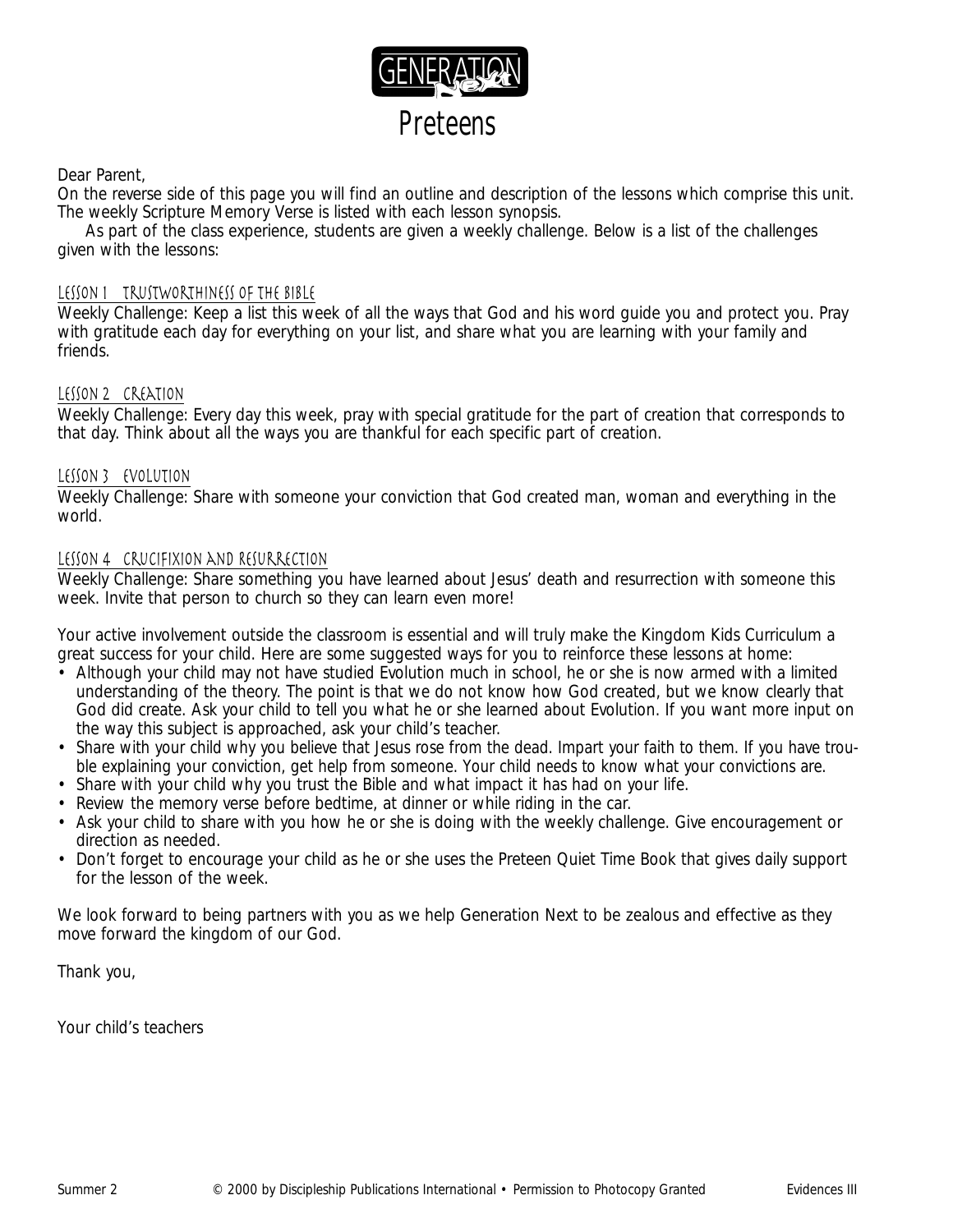# GENERATION Next

## Preteens

Dear Parent,

On the reverse side of this page you will find an outline and description of the lessons which comprise this unit. The weekly Scripture Memory Verse is listed with each lesson synopsis.

As part of the class experience, students are given a weekly challenge. Below is a list of the challenges given with the lessons:

### Lesson 1 Trustworthiness of the Bible

Weekly Challenge: Keep a list this week of all the ways that God and his word guide you and protect you. Pray with gratitude each day for everything on your list, and share what you are learning with your family and friends.

### Lesson 2 Creation

Weekly Challenge: Every day this week, pray with special gratitude for the part of creation that corresponds to that day. Think about all the ways you are thankful for each specific part of creation.

### Lesson 3 Evolution

Weekly Challenge: Share with someone your conviction that God created man, woman and everything in the world.

### Lesson 4 Crucifixion and Resurrection

Weekly Challenge: Share something you have learned about Jesus' death and resurrection with someone this week. Invite that person to church so they can learn even more!

Your active involvement outside the classroom is essential and will truly make the Kingdom Kids Curriculum a great success for your child. Here are some suggested ways for you to reinforce these lessons at home:

- Although your child may not have studied Evolution much in school, he or she is now armed with a limited understanding of the theory. The point is that we do not know how God created, but we know clearly that God did create. Ask your child to tell you what he or she learned about Evolution. If you want more input on the way this subject is approached, ask your child's teacher.
- Share with your child why you believe that Jesus rose from the dead. Impart your faith to them. If you have trouble explaining your conviction, get help from someone. Your child needs to know what your convictions are.
- Share with your child why you trust the Bible and what impact it has had on your life.
- Review the memory verse before bedtime, at dinner or while riding in the car.
- Ask your child to share with you how he or she is doing with the weekly challenge. Give encouragement or direction as needed.
- Don't forget to encourage your child as he or she uses the Preteen Quiet Time Book that gives daily support for the lesson of the week.

We look forward to being partners with you as we help Generation Next to be zealous and effective as they move forward the kingdom of our God.

Thank you,

Your child's teachers

Summer 2 © 2000 by Discipleship Publications International • Permission to Photocopy Granted Evidences III